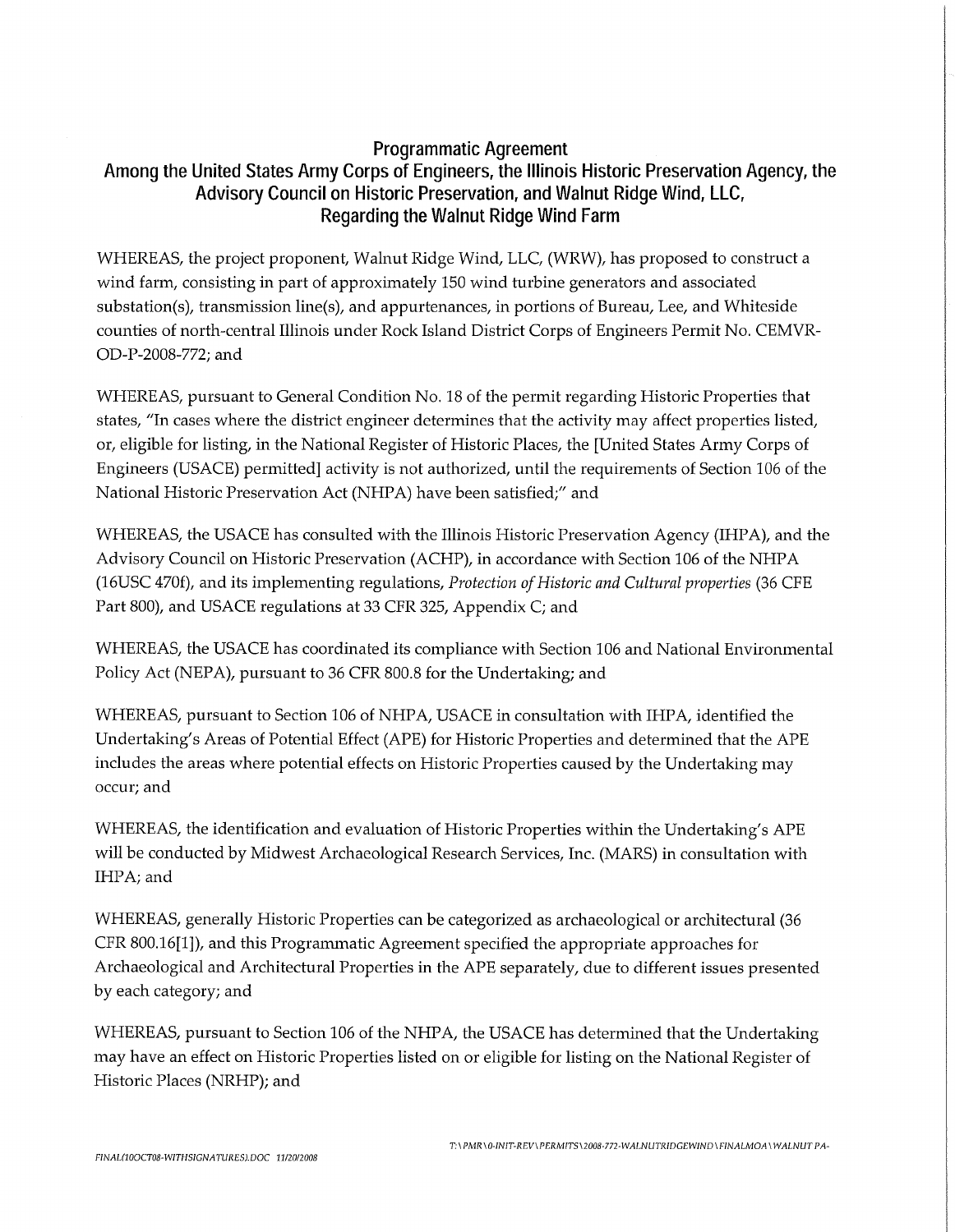**Programmatic Agreement**
**Among the United States Army Corps of Engineers, the Illinois Historic Preservation Agency, the Advisory Council on Historic Preservation, and Walnut Ridge Wind, LLC, Regarding the Walnut Ridge Wind Farm**

WHEREAS, the project proponent, Walnut Ridge Wind, LLC, (WRW), has proposed to construct a wind farm, consisting in part of approximately 150 wind turbine generators and associated substation(s), transmission line(s), and appurtenances, in portions of Bureau, Lee, and Whiteside counties of north-central Illinois under Rock Island District Corps of Engineers Permit No. CEMVR-OD-P-2008-772; and

WHEREAS, pursuant to General Condition No. 18 of the permit regarding Historic Properties that states, "In cases where the district engineer determines that the activity may affect properties listed, or, eligible for listing, in the National Register of Historic Places, the [United States Army Corps of Engineers (USACE) permitted] activity is not authorized, until the requirements of Section 106 of the National Historic Preservation Act (NHPA) have been satisfied;" and

WHEREAS, the USACE has consulted with the Illinois Historic Preservation Agency (IHPA), and the Advisory Council on Historic Preservation (ACHP), in accordance with Section 106 of the NHPA (16USC 470f), and its implementing regulations, *Protection of Historic and Cultural properties* (36 CFE Part 800), and USACE regulations at 33 CFR 325, Appendix C; and

WHEREAS, the USACE has coordinated its compliance with Section 106 and National Environmental Policy Act (NEPA), pursuant to 36 CFR 800.8 for the Undertaking; and

WHEREAS, pursuant to Section 106 of NHPA, USACE in consultation with IHPA, identified the Undertaking's Areas of Potential Effect (APE) for Historic Properties and determined that the APE includes the areas where potential effects on Historic Properties caused by the Undertaking may occur; and

WHEREAS, the identification and evaluation of Historic Properties within the Undertaking's APE will be conducted by Midwest Archaeological Research Services, Inc. (MARS) in consultation with IHPA; and

WHEREAS, generally Historic Properties can be categorized as archaeological or architectural (36 CFR 800.16[1]), and this Programmatic Agreement specified the appropriate approaches for Archaeological and Architectural Properties in the APE separately, due to different issues presented by each category; and

WHEREAS, pursuant to Section 106 of the NHPA, the USACE has determined that the Undertaking may have an effect on Historic Properties listed on or eligible for listing on the National Register of Historic Places (NRHP); and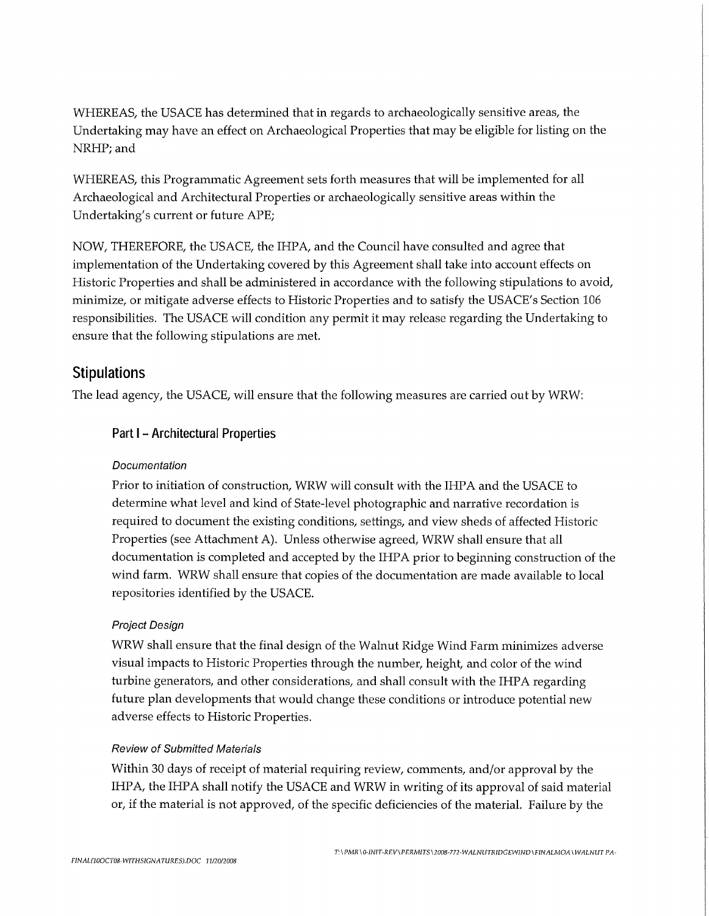WHEREAS, the USACE has determined that in regards to archaeologically sensitive areas, the Undertaking may have an effect on Archaeological Properties that may be eligible for listing on the NRHP; and

WHEREAS, this Programmatic Agreement sets forth measures that will be implemented for all Archaeological and Architectural Properties or archaeologically sensitive areas within the Undertaking's current or future APE;

NOW, THEREFORE, the USACE, the IHPA, and the Council have consulted and agree that implementation of the Undertaking covered by this Agreement shall take into account effects on Historic Properties and shall be administered in accordance with the following stipulations to avoid, minimize, or mitigate adverse effects to Historic Properties and to satisfy the USACE's Section 106 responsibilities. The USACE will condition any permit it may release regarding the Undertaking to ensure that the following stipulations are met.

## Stipulations

The lead agency, the USACE, will ensure that the following measures are carried out by WRW:

### Part I – Architectural Properties

#### *Documentation*

Prior to initiation of construction, WRW will consult with the IHPA and the USACE to determine what level and kind of State-level photographic and narrative recordation is required to document the existing conditions, settings, and view sheds of affected Historic Properties (see Attachment A). Unless otherwise agreed, WRW shall ensure that all documentation is completed and accepted by the IHPA prior to beginning construction of the wind farm. WRW shall ensure that copies of the documentation are made available to local repositories identified by the USACE.

#### *Project Design*

WRW shall ensure that the final design of the Walnut Ridge Wind Farm minimizes adverse visual impacts to Historic Properties through the number, height, and color of the wind turbine generators, and other considerations, and shall consult with the IHPA regarding future plan developments that would change these conditions or introduce potential new adverse effects to Historic Properties.

#### *Review of Submitted Materials*

Within 30 days of receipt of material requiring review, comments, and/or approval by the IHPA, the IHPA shall notify the USACE and WRW in writing of its approval of said material or, if the material is not approved, of the specific deficiencies of the material. Failure by the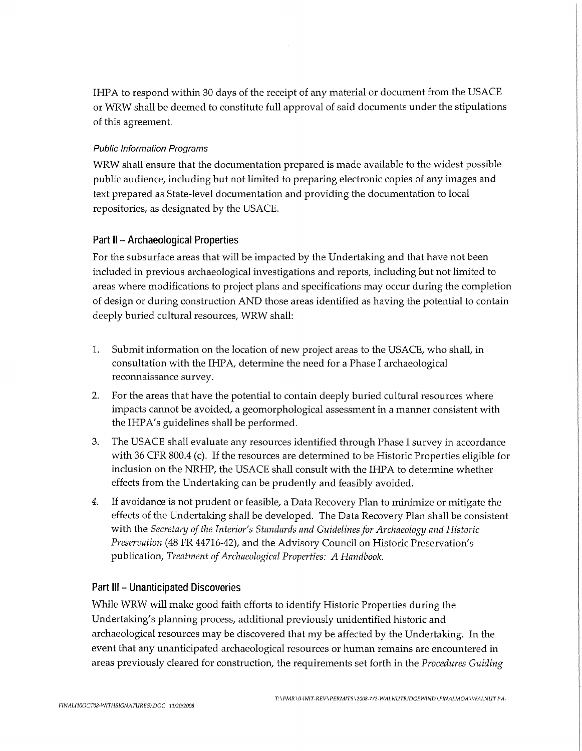IHPA to respond within 30 days of the receipt of any material or document from the USACE or WRW shall be deemed to constitute full approval of said documents under the stipulations of this agreement.

#### *Public Information Programs*

WRW shall ensure that the documentation prepared is made available to the widest possible public audience, including but not limited to preparing electronic copies of any images and text prepared as State-level documentation and providing the documentation to local repositories, as designated by the USACE.

### Part II – Archaeological Properties

For the subsurface areas that will be impacted by the Undertaking and that have not been included in previous archaeological investigations and reports, including but not limited to areas where modifications to project plans and specifications may occur during the completion of design or during construction AND those areas identified as having the potential to contain deeply buried cultural resources, WRW shall:

1. Submit information on the location of new project areas to the USACE, who shall, in consultation with the IHPA, determine the need for a Phase I archaeological reconnaissance survey.
2. For the areas that have the potential to contain deeply buried cultural resources where impacts cannot be avoided, a geomorphological assessment in a manner consistent with the IHPA's guidelines shall be performed.
3. The USACE shall evaluate any resources identified through Phase I survey in accordance with 36 CFR 800.4 (c). If the resources are determined to be Historic Properties eligible for inclusion on the NRHP, the USACE shall consult with the IHPA to determine whether effects from the Undertaking can be prudently and feasibly avoided.
4. If avoidance is not prudent or feasible, a Data Recovery Plan to minimize or mitigate the effects of the Undertaking shall be developed. The Data Recovery Plan shall be consistent with the *Secretary of the Interior's Standards and Guidelines for Archaeology and Historic Preservation* (48 FR 44716-42), and the Advisory Council on Historic Preservation's publication, *Treatment of Archaeological Properties: A Handbook.*

### Part III – Unanticipated Discoveries

While WRW will make good faith efforts to identify Historic Properties during the Undertaking's planning process, additional previously unidentified historic and archaeological resources may be discovered that my be affected by the Undertaking. In the event that any unanticipated archaeological resources or human remains are encountered in areas previously cleared for construction, the requirements set forth in the *Procedures Guiding*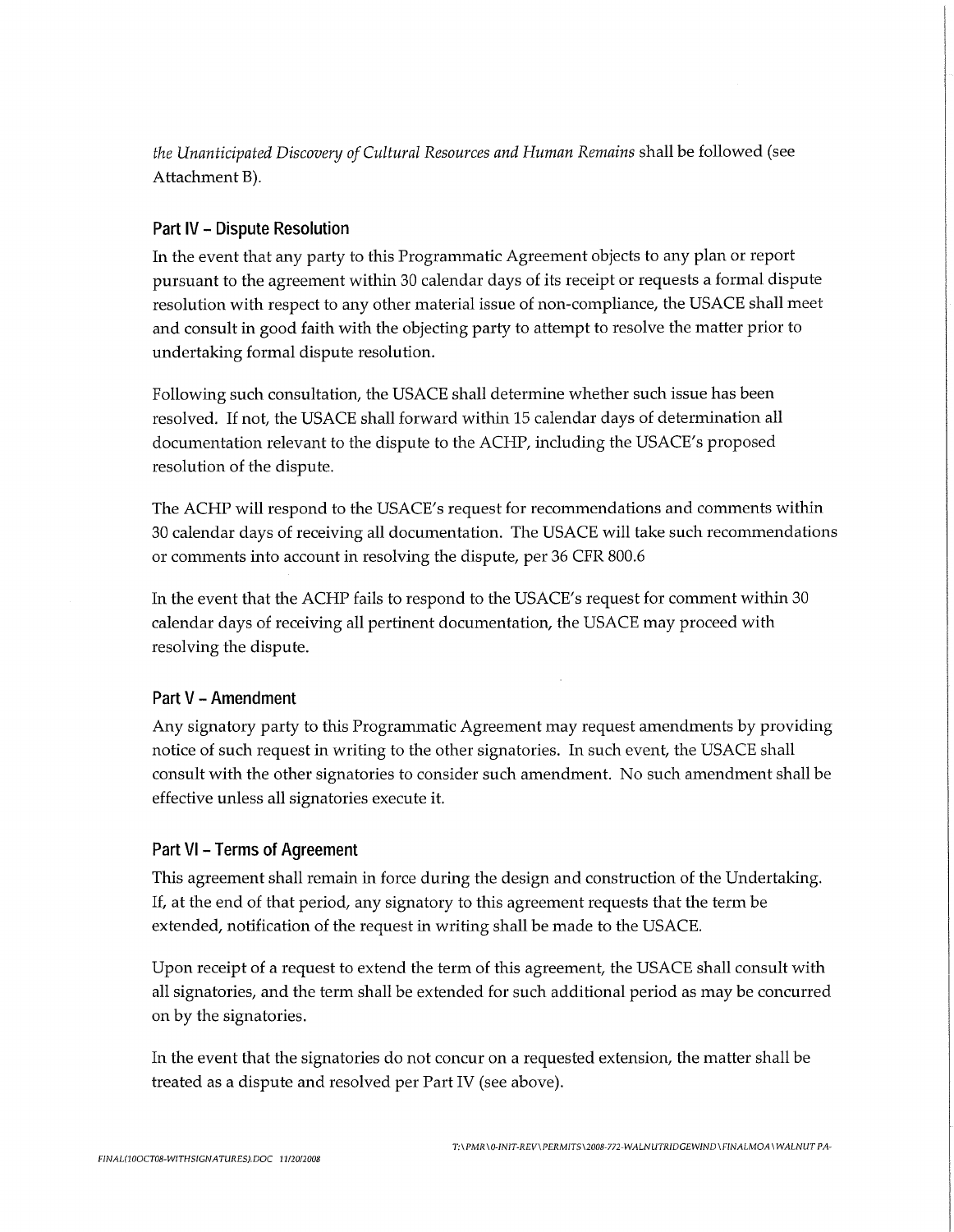*the Unanticipated Discovery of Cultural Resources and Human Remains* shall be followed (see Attachment B).

## Part IV – Dispute Resolution

In the event that any party to this Programmatic Agreement objects to any plan or report pursuant to the agreement within 30 calendar days of its receipt or requests a formal dispute resolution with respect to any other material issue of non-compliance, the USACE shall meet and consult in good faith with the objecting party to attempt to resolve the matter prior to undertaking formal dispute resolution.

Following such consultation, the USACE shall determine whether such issue has been resolved. If not, the USACE shall forward within 15 calendar days of determination all documentation relevant to the dispute to the ACHP, including the USACE's proposed resolution of the dispute.

The ACHP will respond to the USACE's request for recommendations and comments within 30 calendar days of receiving all documentation. The USACE will take such recommendations or comments into account in resolving the dispute, per 36 CFR 800.6

In the event that the ACHP fails to respond to the USACE's request for comment within 30 calendar days of receiving all pertinent documentation, the USACE may proceed with resolving the dispute.

## Part V – Amendment

Any signatory party to this Programmatic Agreement may request amendments by providing notice of such request in writing to the other signatories. In such event, the USACE shall consult with the other signatories to consider such amendment. No such amendment shall be effective unless all signatories execute it.

## Part VI – Terms of Agreement

This agreement shall remain in force during the design and construction of the Undertaking. If, at the end of that period, any signatory to this agreement requests that the term be extended, notification of the request in writing shall be made to the USACE.

Upon receipt of a request to extend the term of this agreement, the USACE shall consult with all signatories, and the term shall be extended for such additional period as may be concurred on by the signatories.

In the event that the signatories do not concur on a requested extension, the matter shall be treated as a dispute and resolved per Part IV (see above).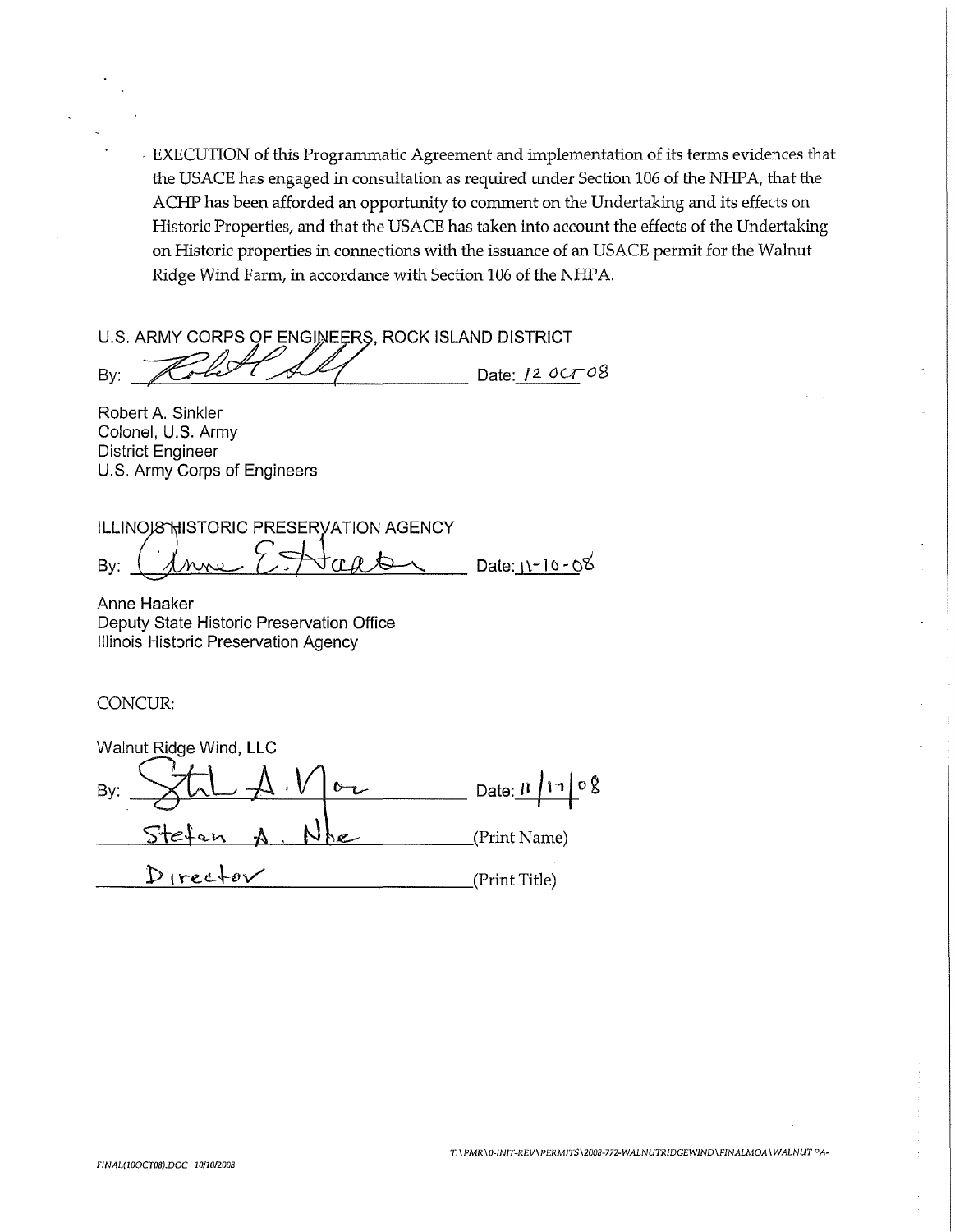EXECUTION of this Programmatic Agreement and implementation of its terms evidences that the USACE has engaged in consultation as required under Section 106 of the NHPA, that the ACHP has been afforded an opportunity to comment on the Undertaking and its effects on Historic Properties, and that the USACE has taken into account the effects of the Undertaking on Historic properties in connections with the issuance of an USACE permit for the Walnut Ridge Wind Farm, in accordance with Section 106 of the NHPA.

U.S. ARMY CORPS OF ENGINEERS, ROCK ISLAND DISTRICT

By: ______________________ Date: 12 OCT 08

Robert A. Sinkler
Colonel, U.S. Army
District Engineer
U.S. Army Corps of Engineers

ILLINOIS HISTORIC PRESERVATION AGENCY

By: ______________________ Date: 11-10-08

Anne Haaker
Deputy State Historic Preservation Office
Illinois Historic Preservation Agency

CONCUR:

Walnut Ridge Wind, LLC

By: ______________________ Date: 11/17/08

Stefan A. Noe (Print Name)

Director (Print Title)

FINAL(10OCT08).DOC 10/10/2008

T:\PMR\0-INIT-REV\PERMITS\2008-772-WALNUTRIDGEWIND\FINALMOA\WALNUT PA-